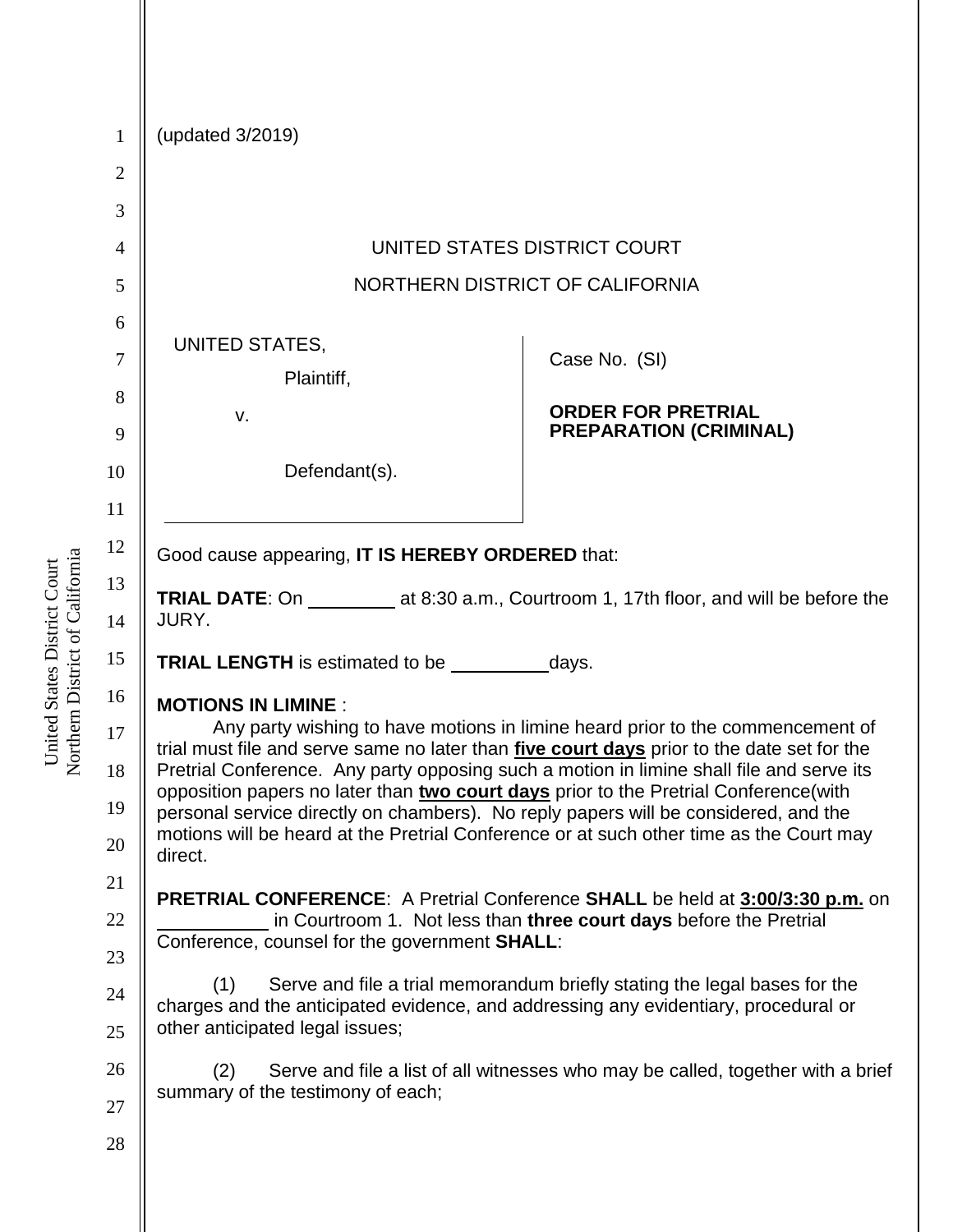(updated 3/2019)

UNITED STATES DISTRICT COURT

NORTHERN DISTRICT OF CALIFORNIA

UNITED STATES,

Plaintiff,

v.

Defendant(s).

Case No. (SI)

**ORDER FOR PRETRIAL PREPARATION (CRIMINAL)**

Good cause appearing, **IT IS HEREBY ORDERED** that:

**TRIAL DATE**: On \_\_\_\_\_\_\_\_\_ at 8:30 a.m., Courtroom 1, 17th floor, and will be before the JURY.

**TRIAL LENGTH** is estimated to be \_\_\_\_\_\_\_\_\_\_days.

**MOTIONS IN LIMINE** :

Any party wishing to have motions in limine heard prior to the commencement of trial must file and serve same no later than **five court days** prior to the date set for the Pretrial Conference. Any party opposing such a motion in limine shall file and serve its opposition papers no later than **two court days** prior to the Pretrial Conference(with personal service directly on chambers). No reply papers will be considered, and the motions will be heard at the Pretrial Conference or at such other time as the Court may direct.

**PRETRIAL CONFERENCE**: A Pretrial Conference **SHALL** be held at **3:00/3:30 p.m.** on \_\_\_\_\_\_\_\_\_\_\_ in Courtroom 1. Not less than **three court days** before the Pretrial Conference, counsel for the government **SHALL**:

(1) Serve and file a trial memorandum briefly stating the legal bases for the charges and the anticipated evidence, and addressing any evidentiary, procedural or other anticipated legal issues;

(2) Serve and file a list of all witnesses who may be called, together with a brief summary of the testimony of each;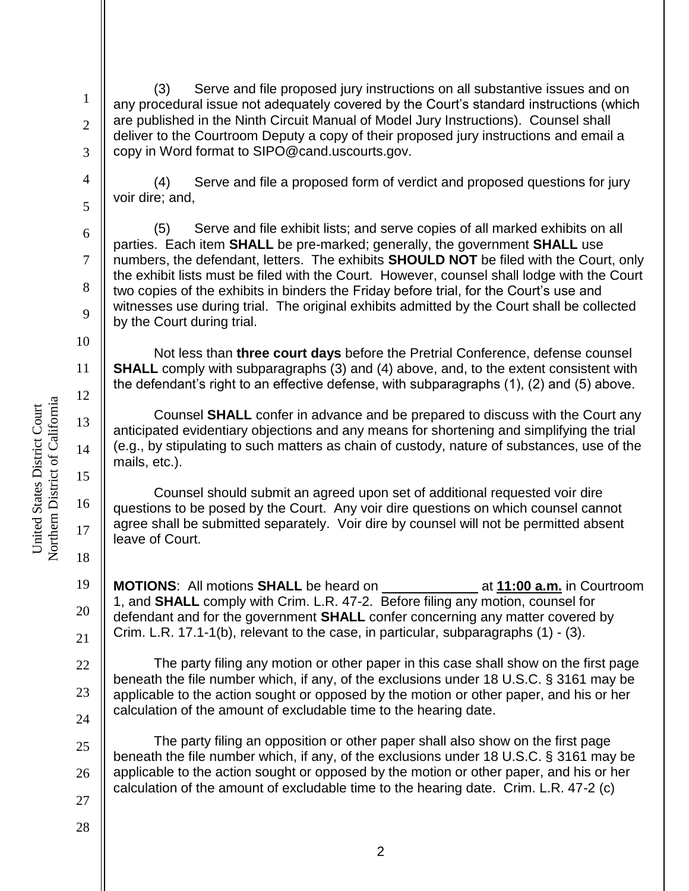(3) Serve and file proposed jury instructions on all substantive issues and on any procedural issue not adequately covered by the Court's standard instructions (which are published in the Ninth Circuit Manual of Model Jury Instructions). Counsel shall deliver to the Courtroom Deputy a copy of their proposed jury instructions and email a copy in Word format to SIPO@cand.uscourts.gov.

(4) Serve and file a proposed form of verdict and proposed questions for jury voir dire; and,

(5) Serve and file exhibit lists; and serve copies of all marked exhibits on all parties. Each item **SHALL** be pre-marked; generally, the government **SHALL** use numbers, the defendant, letters. The exhibits **SHOULD NOT** be filed with the Court, only the exhibit lists must be filed with the Court. However, counsel shall lodge with the Court two copies of the exhibits in binders the Friday before trial, for the Court's use and witnesses use during trial. The original exhibits admitted by the Court shall be collected by the Court during trial.

Not less than **three court days** before the Pretrial Conference, defense counsel **SHALL** comply with subparagraphs (3) and (4) above, and, to the extent consistent with the defendant's right to an effective defense, with subparagraphs (1), (2) and (5) above.

Counsel **SHALL** confer in advance and be prepared to discuss with the Court any anticipated evidentiary objections and any means for shortening and simplifying the trial (e.g., by stipulating to such matters as chain of custody, nature of substances, use of the mails, etc.).

Counsel should submit an agreed upon set of additional requested voir dire questions to be posed by the Court. Any voir dire questions on which counsel cannot agree shall be submitted separately. Voir dire by counsel will not be permitted absent leave of Court.

**MOTIONS**: All motions **SHALL** be heard on \_\_\_\_\_\_\_\_\_\_\_\_ at **11:00 a.m.** in Courtroom 1, and **SHALL** comply with Crim. L.R. 47-2. Before filing any motion, counsel for defendant and for the government **SHALL** confer concerning any matter covered by Crim. L.R. 17.1-1(b), relevant to the case, in particular, subparagraphs (1) - (3).

The party filing any motion or other paper in this case shall show on the first page beneath the file number which, if any, of the exclusions under 18 U.S.C. § 3161 may be applicable to the action sought or opposed by the motion or other paper, and his or her calculation of the amount of excludable time to the hearing date.

The party filing an opposition or other paper shall also show on the first page beneath the file number which, if any, of the exclusions under 18 U.S.C. § 3161 may be applicable to the action sought or opposed by the motion or other paper, and his or her calculation of the amount of excludable time to the hearing date. Crim. L.R. 47-2 (c)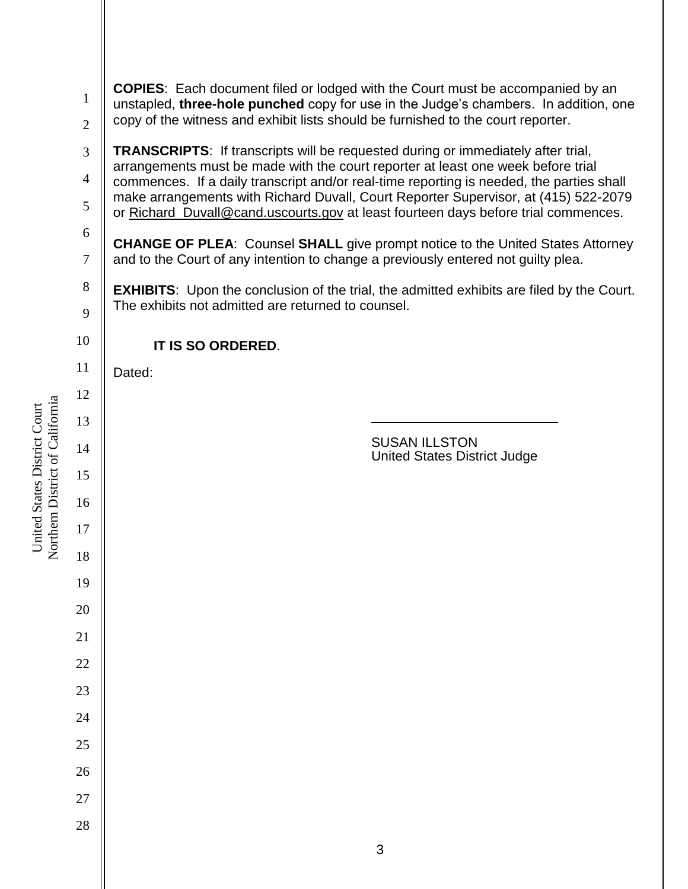**COPIES**: Each document filed or lodged with the Court must be accompanied by an unstapled, **three-hole punched** copy for use in the Judge's chambers. In addition, one copy of the witness and exhibit lists should be furnished to the court reporter.

**TRANSCRIPTS**: If transcripts will be requested during or immediately after trial, arrangements must be made with the court reporter at least one week before trial commences. If a daily transcript and/or real-time reporting is needed, the parties shall make arrangements with Richard Duvall, Court Reporter Supervisor, at (415) 522-2079 or Richard_Duvall@cand.uscourts.gov at least fourteen days before trial commences.

**CHANGE OF PLEA**: Counsel **SHALL** give prompt notice to the United States Attorney and to the Court of any intention to change a previously entered not guilty plea.

**EXHIBITS**: Upon the conclusion of the trial, the admitted exhibits are filed by the Court. The exhibits not admitted are returned to counsel.

**IT IS SO ORDERED**.

Dated:

SUSAN ILLSTON
United States District Judge